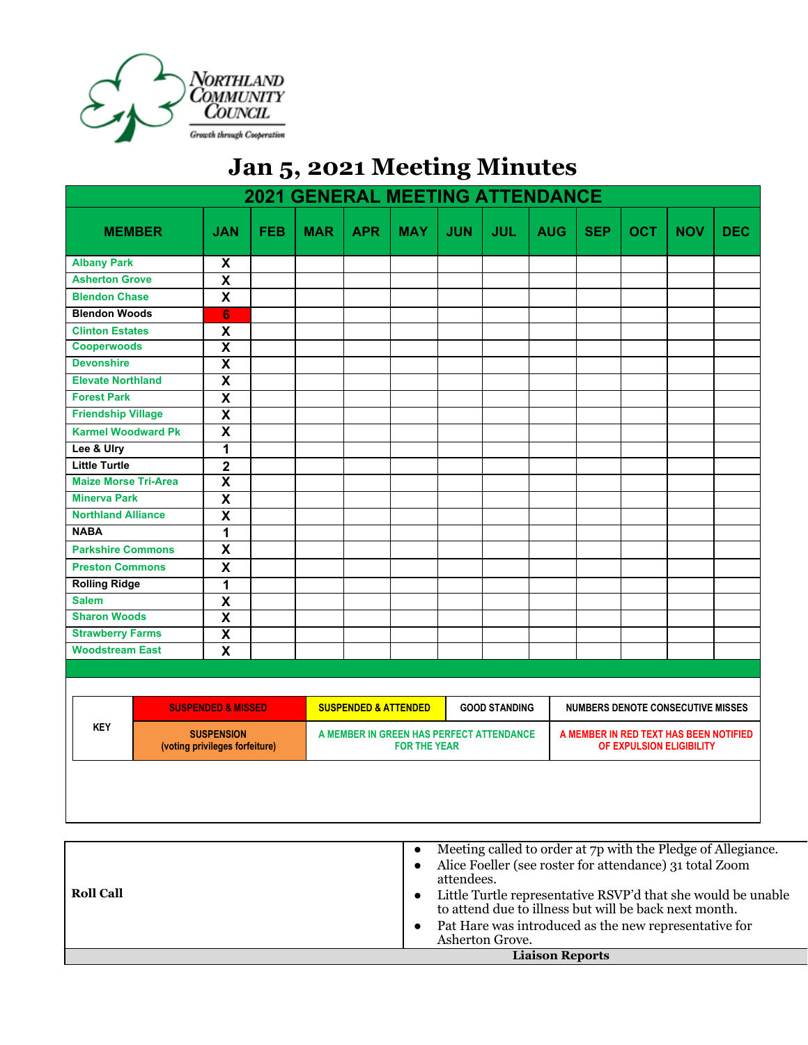Northland Community Council

Growth through Cooperation

# Jan 5, 2021 Meeting Minutes

| 2021 GENERAL MEETING ATTENDANCE | | | | | | | | | | | | |
|---|---|---|---|---|---|---|---|---|---|---|---|---|
| MEMBER | JAN | FEB | MAR | APR | MAY | JUN | JUL | AUG | SEP | OCT | NOV | DEC |
| Albany Park | X | | | | | | | | | | | |
| Asherton Grove | X | | | | | | | | | | | |
| Blendon Chase | X | | | | | | | | | | | |
| Blendon Woods | 6 | | | | | | | | | | | |
| Clinton Estates | X | | | | | | | | | | | |
| Cooperwoods | X | | | | | | | | | | | |
| Devonshire | X | | | | | | | | | | | |
| Elevate Northland | X | | | | | | | | | | | |
| Forest Park | X | | | | | | | | | | | |
| Friendship Village | X | | | | | | | | | | | |
| Karmel Woodward Pk | X | | | | | | | | | | | |
| Lee & Ulry | 1 | | | | | | | | | | | |
| Little Turtle | 2 | | | | | | | | | | | |
| Maize Morse Tri-Area | X | | | | | | | | | | | |
| Minerva Park | X | | | | | | | | | | | |
| Northland Alliance | X | | | | | | | | | | | |
| NABA | 1 | | | | | | | | | | | |
| Parkshire Commons | X | | | | | | | | | | | |
| Preston Commons | X | | | | | | | | | | | |
| Rolling Ridge | 1 | | | | | | | | | | | |
| Salem | X | | | | | | | | | | | |
| Sharon Woods | X | | | | | | | | | | | |
| Strawberry Farms | X | | | | | | | | | | | |
| Woodstream East | X | | | | | | | | | | | |

| KEY | SUSPENDED & MISSED | SUSPENDED & ATTENDED | GOOD STANDING | NUMBERS DENOTE CONSECUTIVE MISSES |
|---|---|---|---|---|
| | SUSPENSION (voting privileges forfeiture) | A MEMBER IN GREEN HAS PERFECT ATTENDANCE FOR THE YEAR | | A MEMBER IN RED TEXT HAS BEEN NOTIFIED OF EXPULSION ELIGIBILITY |

| | |
|---|---|
| **Roll Call** | • Meeting called to order at 7p with the Pledge of Allegiance.<br>• Alice Foeller (see roster for attendance) 31 total Zoom attendees.<br>• Little Turtle representative RSVP'd that she would be unable to attend due to illness but will be back next month.<br>• Pat Hare was introduced as the new representative for Asherton Grove. |
| **Liaison Reports** | |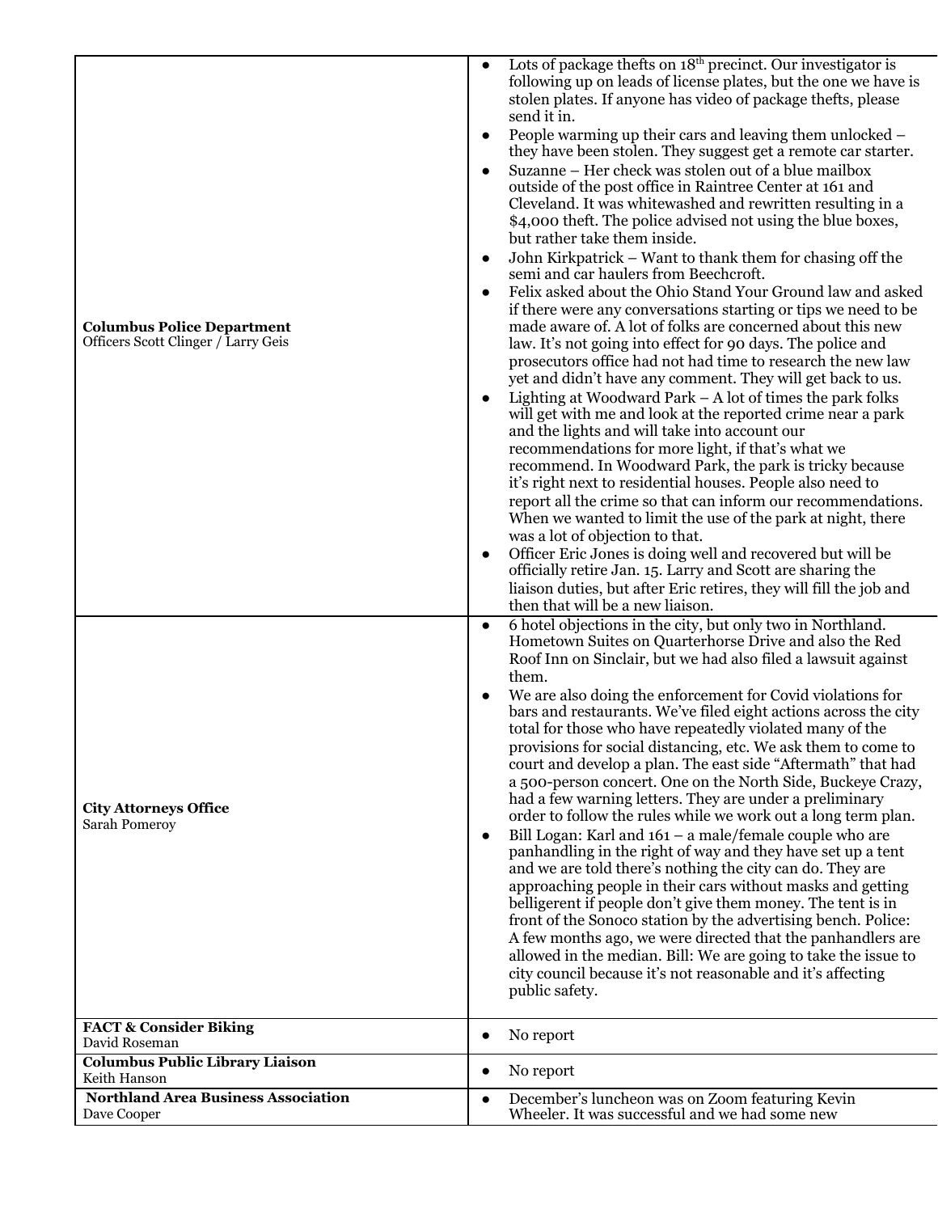| | |
|---|---|
| **Columbus Police Department**<br>Officers Scott Clinger / Larry Geis | • Lots of package thefts on 18th precinct. Our investigator is following up on leads of license plates, but the one we have is stolen plates. If anyone has video of package thefts, please send it in.<br>• People warming up their cars and leaving them unlocked – they have been stolen. They suggest get a remote car starter.<br>• Suzanne – Her check was stolen out of a blue mailbox outside of the post office in Raintree Center at 161 and Cleveland. It was whitewashed and rewritten resulting in a $4,000 theft. The police advised not using the blue boxes, but rather take them inside.<br>• John Kirkpatrick – Want to thank them for chasing off the semi and car haulers from Beechcroft.<br>• Felix asked about the Ohio Stand Your Ground law and asked if there were any conversations starting or tips we need to be made aware of. A lot of folks are concerned about this new law. It's not going into effect for 90 days. The police and prosecutors office had not had time to research the new law yet and didn't have any comment. They will get back to us.<br>• Lighting at Woodward Park – A lot of times the park folks will get with me and look at the reported crime near a park and the lights and will take into account our recommendations for more light, if that's what we recommend. In Woodward Park, the park is tricky because it's right next to residential houses. People also need to report all the crime so that can inform our recommendations. When we wanted to limit the use of the park at night, there was a lot of objection to that.<br>• Officer Eric Jones is doing well and recovered but will be officially retire Jan. 15. Larry and Scott are sharing the liaison duties, but after Eric retires, they will fill the job and then that will be a new liaison. |
| **City Attorneys Office**<br>Sarah Pomeroy | • 6 hotel objections in the city, but only two in Northland. Hometown Suites on Quarterhorse Drive and also the Red Roof Inn on Sinclair, but we had also filed a lawsuit against them.<br>• We are also doing the enforcement for Covid violations for bars and restaurants. We've filed eight actions across the city total for those who have repeatedly violated many of the provisions for social distancing, etc. We ask them to come to court and develop a plan. The east side "Aftermath" that had a 500-person concert. One on the North Side, Buckeye Crazy, had a few warning letters. They are under a preliminary order to follow the rules while we work out a long term plan.<br>• Bill Logan: Karl and 161 – a male/female couple who are panhandling in the right of way and they have set up a tent and we are told there's nothing the city can do. They are approaching people in their cars without masks and getting belligerent if people don't give them money. The tent is in front of the Sonoco station by the advertising bench. Police: A few months ago, we were directed that the panhandlers are allowed in the median. Bill: We are going to take the issue to city council because it's not reasonable and it's affecting public safety. |
| **FACT & Consider Biking**<br>David Roseman | • No report |
| **Columbus Public Library Liaison**<br>Keith Hanson | • No report |
| **Northland Area Business Association**<br>Dave Cooper | • December's luncheon was on Zoom featuring Kevin Wheeler. It was successful and we had some new |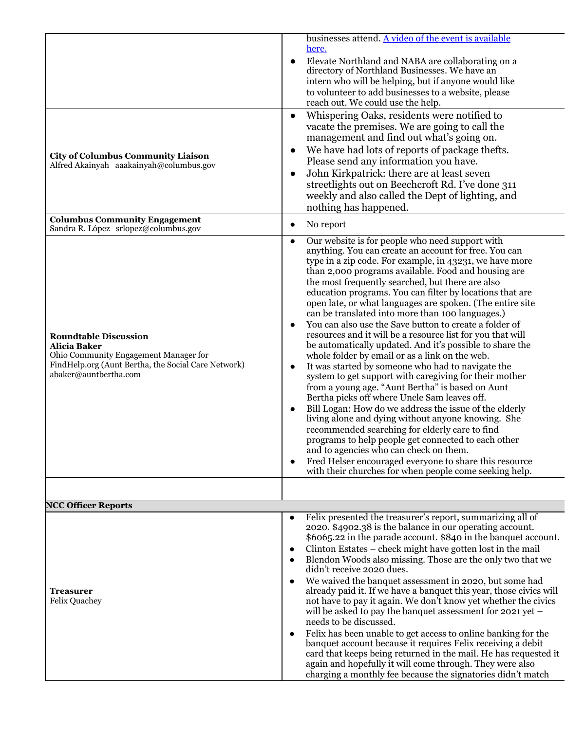| | |
|---|---|
| | businesses attend. [A video of the event is available here.](#)<br>• Elevate Northland and NABA are collaborating on a directory of Northland Businesses. We have an intern who will be helping, but if anyone would like to volunteer to add businesses to a website, please reach out. We could use the help. |
| **City of Columbus Community Liaison**<br>Alfred Akainyah aaakainyah@columbus.gov | • Whispering Oaks, residents were notified to vacate the premises. We are going to call the management and find out what's going on.<br>• We have had lots of reports of package thefts. Please send any information you have.<br>• John Kirkpatrick: there are at least seven streetlights out on Beechcroft Rd. I've done 311 weekly and also called the Dept of lighting, and nothing has happened. |
| **Columbus Community Engagement**<br>Sandra R. López srlopez@columbus.gov | • No report |
| **Roundtable Discussion**<br>**Alicia Baker**<br>Ohio Community Engagement Manager for FindHelp.org (Aunt Bertha, the Social Care Network)<br>abaker@auntbertha.com | • Our website is for people who need support with anything. You can create an account for free. You can type in a zip code. For example, in 43231, we have more than 2,000 programs available. Food and housing are the most frequently searched, but there are also education programs. You can filter by locations that are open late, or what languages are spoken. (The entire site can be translated into more than 100 languages.)<br>• You can also use the Save button to create a folder of resources and it will be a resource list for you that will be automatically updated. And it's possible to share the whole folder by email or as a link on the web.<br>• It was started by someone who had to navigate the system to get support with caregiving for their mother from a young age. "Aunt Bertha" is based on Aunt Bertha picks off where Uncle Sam leaves off.<br>• Bill Logan: How do we address the issue of the elderly living alone and dying without anyone knowing. She recommended searching for elderly care to find programs to help people get connected to each other and to agencies who can check on them.<br>• Fred Helser encouraged everyone to share this resource with their churches for when people come seeking help. |
| | |
| **NCC Officer Reports** | |
| **Treasurer**<br>Felix Quachey | • Felix presented the treasurer's report, summarizing all of 2020. $4902.38 is the balance in our operating account. $6065.22 in the parade account. $840 in the banquet account.<br>• Clinton Estates – check might have gotten lost in the mail<br>• Blendon Woods also missing. Those are the only two that we didn't receive 2020 dues.<br>• We waived the banquet assessment in 2020, but some had already paid it. If we have a banquet this year, those civics will not have to pay it again. We don't know yet whether the civics will be asked to pay the banquet assessment for 2021 yet – needs to be discussed.<br>• Felix has been unable to get access to online banking for the banquet account because it requires Felix receiving a debit card that keeps being returned in the mail. He has requested it again and hopefully it will come through. They were also charging a monthly fee because the signatories didn't match |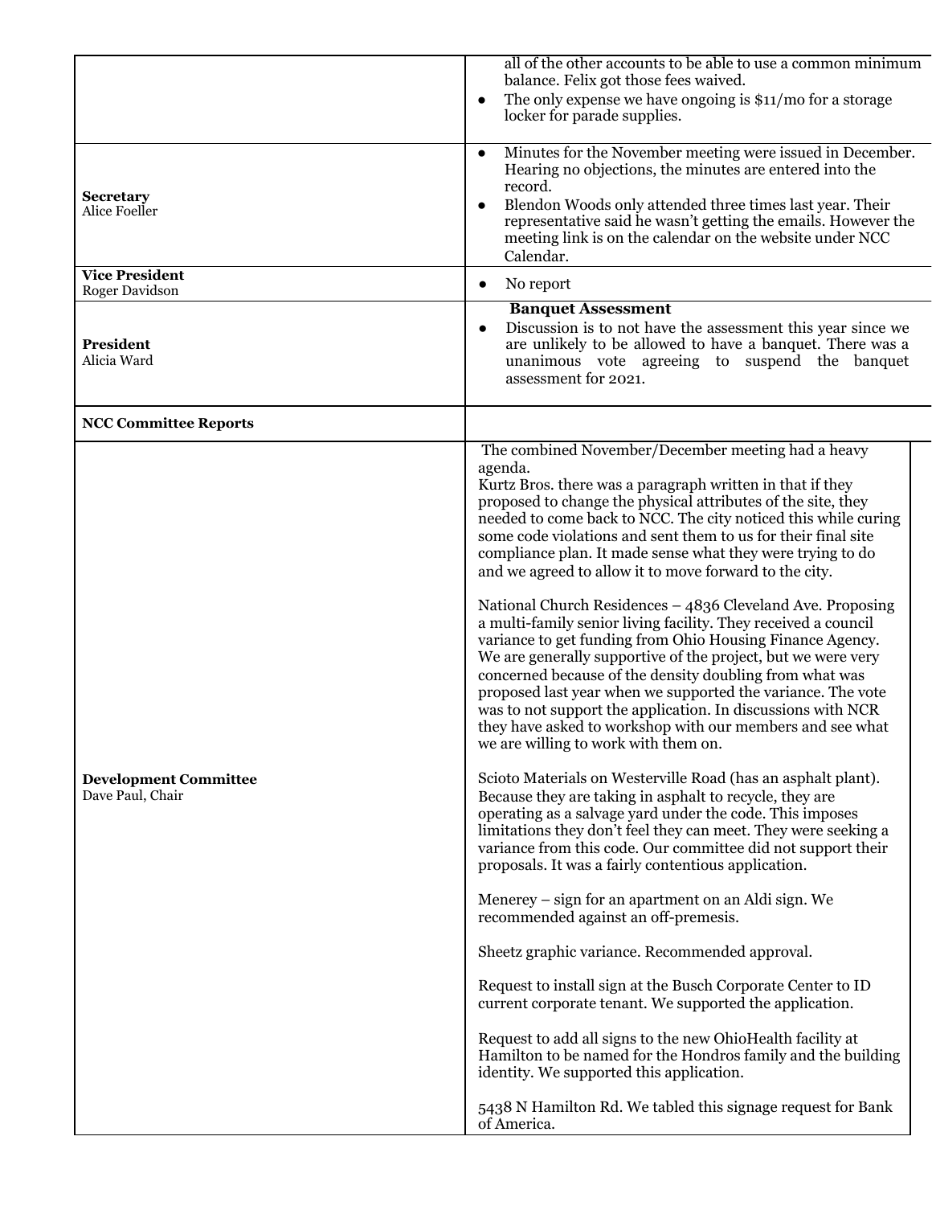| | |
|---|---|
| | • all of the other accounts to be able to use a common minimum balance. Felix got those fees waived.<br>• The only expense we have ongoing is $11/mo for a storage locker for parade supplies. |
| **Secretary**<br>Alice Foeller | • Minutes for the November meeting were issued in December. Hearing no objections, the minutes are entered into the record.<br>• Blendon Woods only attended three times last year. Their representative said he wasn't getting the emails. However the meeting link is on the calendar on the website under NCC Calendar. |
| **Vice President**<br>Roger Davidson | • No report |
| **President**<br>Alicia Ward | **Banquet Assessment**<br>• Discussion is to not have the assessment this year since we are unlikely to be allowed to have a banquet. There was a unanimous vote agreeing to suspend the banquet assessment for 2021. |
| **NCC Committee Reports** | |
| **Development Committee**<br>Dave Paul, Chair | The combined November/December meeting had a heavy agenda.<br>Kurtz Bros. there was a paragraph written in that if they proposed to change the physical attributes of the site, they needed to come back to NCC. The city noticed this while curing some code violations and sent them to us for their final site compliance plan. It made sense what they were trying to do and we agreed to allow it to move forward to the city.<br><br>National Church Residences – 4836 Cleveland Ave. Proposing a multi-family senior living facility. They received a council variance to get funding from Ohio Housing Finance Agency. We are generally supportive of the project, but we were very concerned because of the density doubling from what was proposed last year when we supported the variance. The vote was to not support the application. In discussions with NCR they have asked to workshop with our members and see what we are willing to work with them on.<br><br>Scioto Materials on Westerville Road (has an asphalt plant). Because they are taking in asphalt to recycle, they are operating as a salvage yard under the code. This imposes limitations they don't feel they can meet. They were seeking a variance from this code. Our committee did not support their proposals. It was a fairly contentious application.<br><br>Menerey – sign for an apartment on an Aldi sign. We recommended against an off-premesis.<br><br>Sheetz graphic variance. Recommended approval.<br><br>Request to install sign at the Busch Corporate Center to ID current corporate tenant. We supported the application.<br><br>Request to add all signs to the new OhioHealth facility at Hamilton to be named for the Hondros family and the building identity. We supported this application.<br><br>5438 N Hamilton Rd. We tabled this signage request for Bank of America. |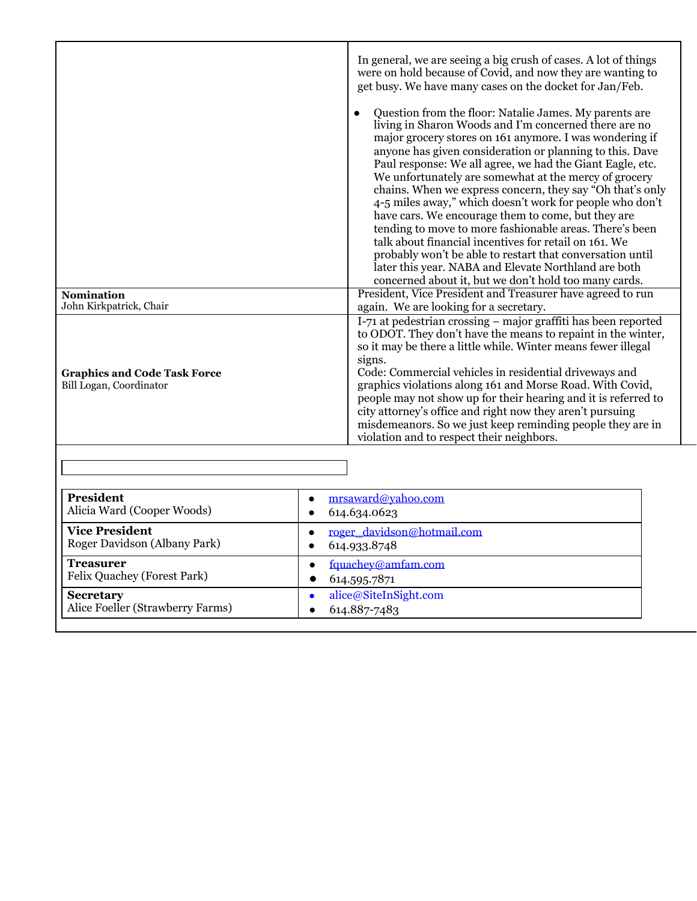| | |
|---|---|
| | In general, we are seeing a big crush of cases. A lot of things were on hold because of Covid, and now they are wanting to get busy. We have many cases on the docket for Jan/Feb.<br><br>• Question from the floor: Natalie James. My parents are living in Sharon Woods and I'm concerned there are no major grocery stores on 161 anymore. I was wondering if anyone has given consideration or planning to this. Dave Paul response: We all agree, we had the Giant Eagle, etc. We unfortunately are somewhat at the mercy of grocery chains. When we express concern, they say "Oh that's only 4-5 miles away," which doesn't work for people who don't have cars. We encourage them to come, but they are tending to move to more fashionable areas. There's been talk about financial incentives for retail on 161. We probably won't be able to restart that conversation until later this year. NABA and Elevate Northland are both concerned about it, but we don't hold too many cards. |
| **Nomination**<br>John Kirkpatrick, Chair | President, Vice President and Treasurer have agreed to run again. We are looking for a secretary. |
| **Graphics and Code Task Force**<br>Bill Logan, Coordinator | I-71 at pedestrian crossing – major graffiti has been reported to ODOT. They don't have the means to repaint in the winter, so it may be there a little while. Winter means fewer illegal signs.<br>Code: Commercial vehicles in residential driveways and graphics violations along 161 and Morse Road. With Covid, people may not show up for their hearing and it is referred to city attorney's office and right now they aren't pursuing misdemeanors. So we just keep reminding people they are in violation and to respect their neighbors. |

| | |
|---|---|
| **President**<br>Alicia Ward (Cooper Woods) | • mrsaward@yahoo.com<br>• 614.634.0623 |
| **Vice President**<br>Roger Davidson (Albany Park) | • roger_davidson@hotmail.com<br>• 614.933.8748 |
| **Treasurer**<br>Felix Quachey (Forest Park) | • fquachey@amfam.com<br>• 614.595.7871 |
| **Secretary**<br>Alice Foeller (Strawberry Farms) | • alice@SiteInSight.com<br>• 614.887-7483 |